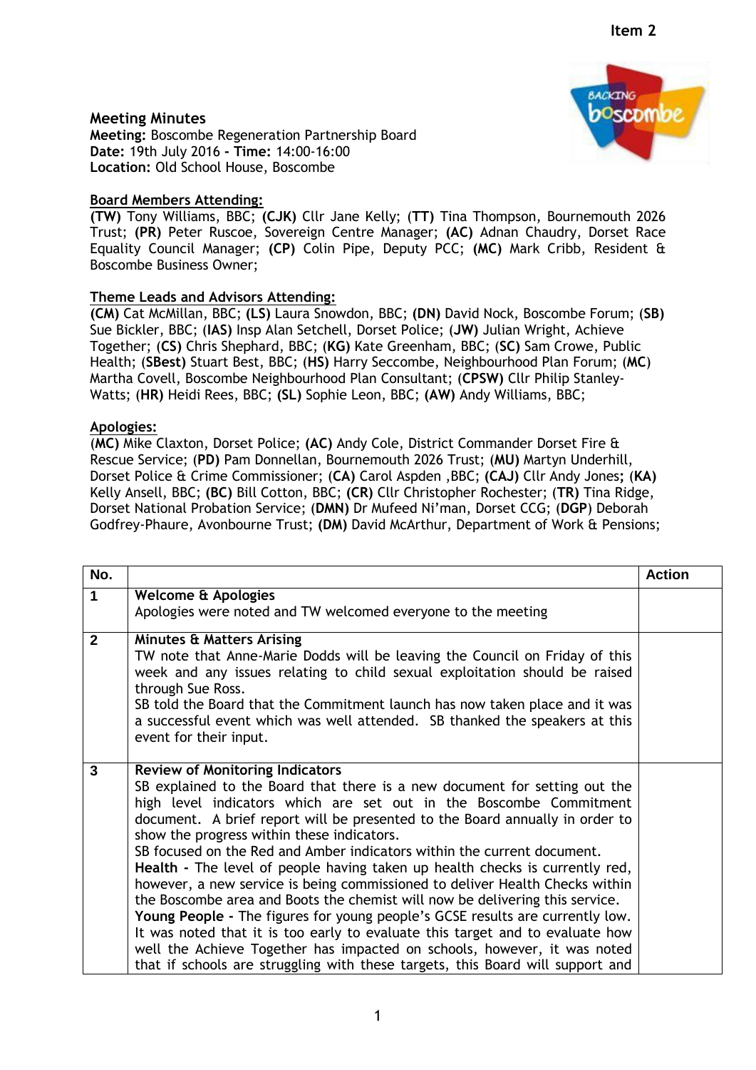Item 2

## Meeting Minutes

**Meeting:** Boscombe Regeneration Partnership Board
**Date:** 19th July 2016 **- Time:** 14:00-16:00
**Location:** Old School House, Boscombe

**Board Members Attending:**
**(TW)** Tony Williams, BBC; **(CJK)** Cllr Jane Kelly; (**TT)** Tina Thompson, Bournemouth 2026 Trust; **(PR)** Peter Ruscoe, Sovereign Centre Manager; **(AC)** Adnan Chaudry, Dorset Race Equality Council Manager; **(CP)** Colin Pipe, Deputy PCC; **(MC)** Mark Cribb, Resident & Boscombe Business Owner;

**Theme Leads and Advisors Attending:**
**(CM)** Cat McMillan, BBC; **(LS)** Laura Snowdon, BBC; **(DN)** David Nock, Boscombe Forum; (**SB)** Sue Bickler, BBC; (**IAS)** Insp Alan Setchell, Dorset Police; (**JW)** Julian Wright, Achieve Together; (**CS)** Chris Shephard, BBC; (**KG)** Kate Greenham, BBC; (**SC)** Sam Crowe, Public Health; (**SBest)** Stuart Best, BBC; (**HS)** Harry Seccombe, Neighbourhood Plan Forum; (**MC**) Martha Covell, Boscombe Neighbourhood Plan Consultant; (**CPSW)** Cllr Philip Stanley-Watts; (**HR)** Heidi Rees, BBC; **(SL)** Sophie Leon, BBC; **(AW)** Andy Williams, BBC;

**Apologies:**
(**MC)** Mike Claxton, Dorset Police; **(AC)** Andy Cole, District Commander Dorset Fire & Rescue Service; (**PD)** Pam Donnellan, Bournemouth 2026 Trust; (**MU)** Martyn Underhill, Dorset Police & Crime Commissioner; (**CA)** Carol Aspden ,BBC; **(CAJ)** Cllr Andy Jones**;** (**KA)** Kelly Ansell, BBC; **(BC)** Bill Cotton, BBC; **(CR)** Cllr Christopher Rochester; (**TR)** Tina Ridge, Dorset National Probation Service; (**DMN)** Dr Mufeed Ni'man, Dorset CCG; (**DGP**) Deborah Godfrey-Phaure, Avonbourne Trust; **(DM)** David McArthur, Department of Work & Pensions;

| No. | | Action |
|---|---|---|
| **1** | **Welcome & Apologies**<br>Apologies were noted and TW welcomed everyone to the meeting | |
| **2** | **Minutes & Matters Arising**<br>TW note that Anne-Marie Dodds will be leaving the Council on Friday of this week and any issues relating to child sexual exploitation should be raised through Sue Ross.<br>SB told the Board that the Commitment launch has now taken place and it was a successful event which was well attended. SB thanked the speakers at this event for their input. | |
| **3** | **Review of Monitoring Indicators**<br>SB explained to the Board that there is a new document for setting out the high level indicators which are set out in the Boscombe Commitment document. A brief report will be presented to the Board annually in order to show the progress within these indicators.<br>SB focused on the Red and Amber indicators within the current document.<br>**Health -** The level of people having taken up health checks is currently red, however, a new service is being commissioned to deliver Health Checks within the Boscombe area and Boots the chemist will now be delivering this service.<br>**Young People -** The figures for young people's GCSE results are currently low. It was noted that it is too early to evaluate this target and to evaluate how well the Achieve Together has impacted on schools, however, it was noted that if schools are struggling with these targets, this Board will support and | |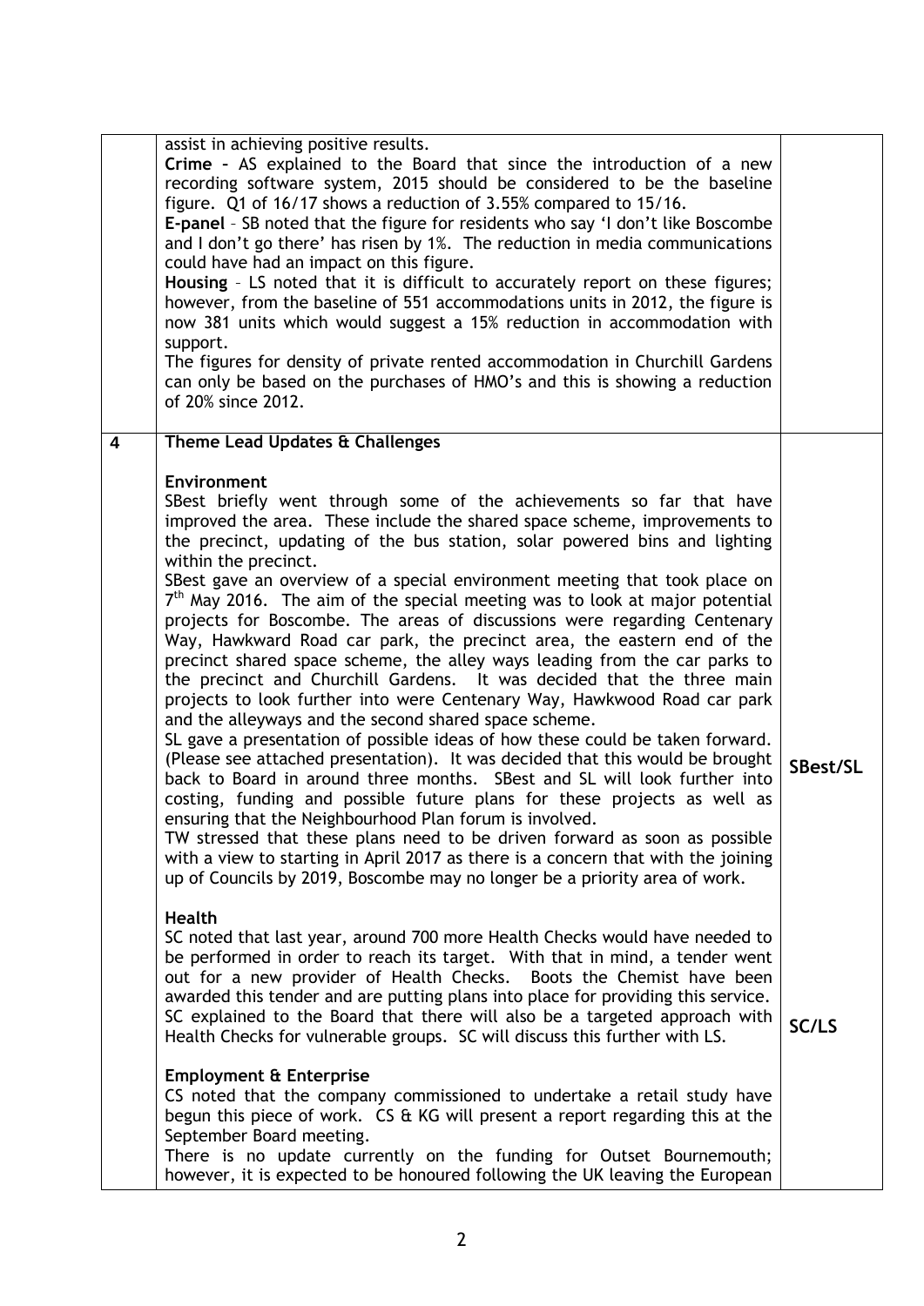| | | |
|---|---|---|
| | assist in achieving positive results.<br>**Crime -** AS explained to the Board that since the introduction of a new recording software system, 2015 should be considered to be the baseline figure. Q1 of 16/17 shows a reduction of 3.55% compared to 15/16.<br>**E-panel** – SB noted that the figure for residents who say 'I don't like Boscombe and I don't go there' has risen by 1%. The reduction in media communications could have had an impact on this figure.<br>**Housing** – LS noted that it is difficult to accurately report on these figures; however, from the baseline of 551 accommodations units in 2012, the figure is now 381 units which would suggest a 15% reduction in accommodation with support.<br>The figures for density of private rented accommodation in Churchill Gardens can only be based on the purchases of HMO's and this is showing a reduction of 20% since 2012. | |
| **4** | **Theme Lead Updates & Challenges**<br><br>**Environment**<br>SBest briefly went through some of the achievements so far that have improved the area. These include the shared space scheme, improvements to the precinct, updating of the bus station, solar powered bins and lighting within the precinct.<br>SBest gave an overview of a special environment meeting that took place on 7th May 2016. The aim of the special meeting was to look at major potential projects for Boscombe. The areas of discussions were regarding Centenary Way, Hawkward Road car park, the precinct area, the eastern end of the precinct shared space scheme, the alley ways leading from the car parks to the precinct and Churchill Gardens. It was decided that the three main projects to look further into were Centenary Way, Hawkwood Road car park and the alleyways and the second shared space scheme.<br>SL gave a presentation of possible ideas of how these could be taken forward. (Please see attached presentation). It was decided that this would be brought back to Board in around three months. SBest and SL will look further into costing, funding and possible future plans for these projects as well as ensuring that the Neighbourhood Plan forum is involved.<br>TW stressed that these plans need to be driven forward as soon as possible with a view to starting in April 2017 as there is a concern that with the joining up of Councils by 2019, Boscombe may no longer be a priority area of work.<br><br>**Health**<br>SC noted that last year, around 700 more Health Checks would have needed to be performed in order to reach its target. With that in mind, a tender went out for a new provider of Health Checks. Boots the Chemist have been awarded this tender and are putting plans into place for providing this service. SC explained to the Board that there will also be a targeted approach with Health Checks for vulnerable groups. SC will discuss this further with LS.<br><br>**Employment & Enterprise**<br>CS noted that the company commissioned to undertake a retail study have begun this piece of work. CS & KG will present a report regarding this at the September Board meeting.<br>There is no update currently on the funding for Outset Bournemouth; however, it is expected to be honoured following the UK leaving the European | **SBest/SL**<br><br>**SC/LS** |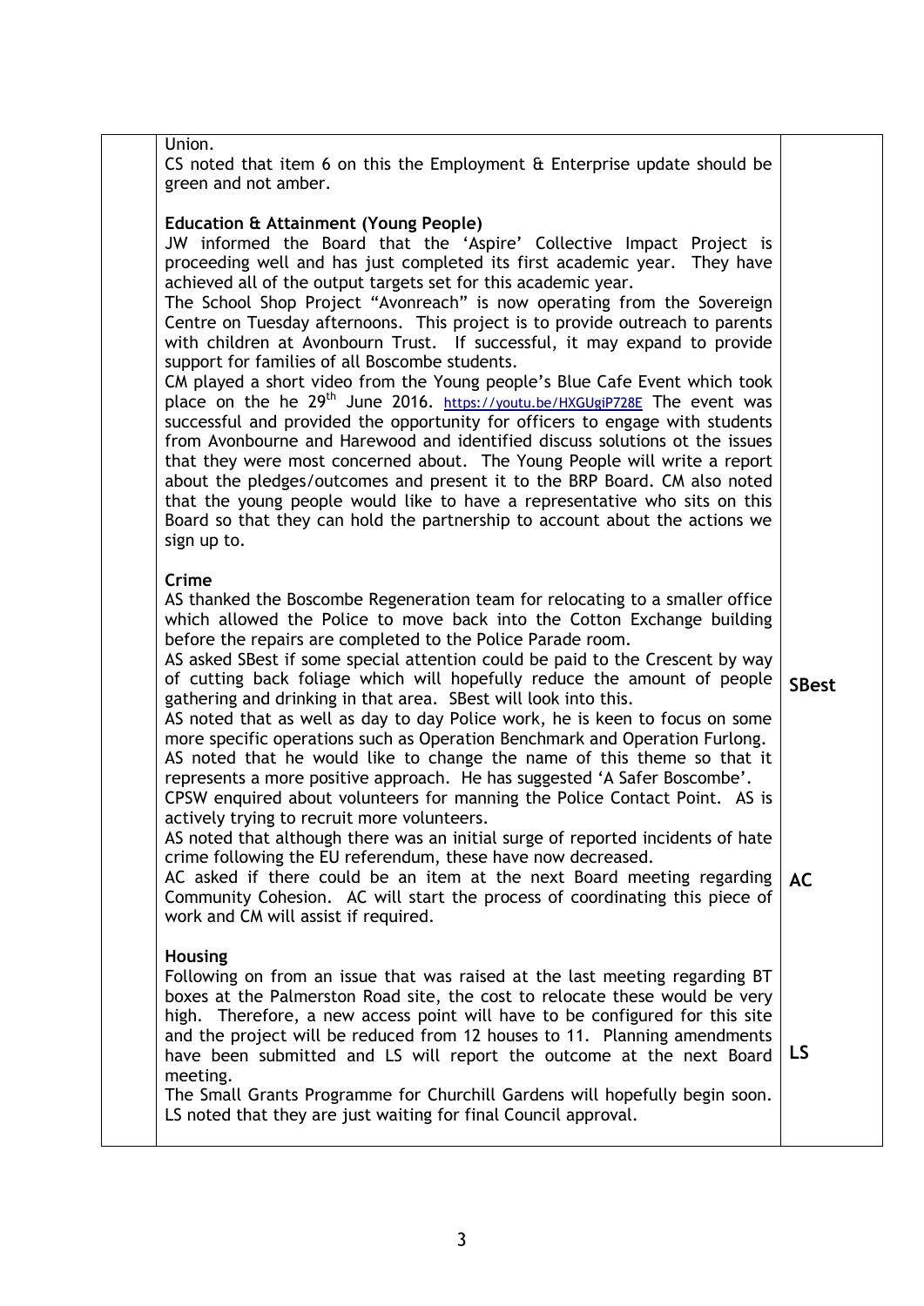| | | |
|---|---|---|
| | Union.<br>CS noted that item 6 on this the Employment & Enterprise update should be green and not amber.<br><br>**Education & Attainment (Young People)**<br>JW informed the Board that the 'Aspire' Collective Impact Project is proceeding well and has just completed its first academic year. They have achieved all of the output targets set for this academic year.<br>The School Shop Project "Avonreach" is now operating from the Sovereign Centre on Tuesday afternoons. This project is to provide outreach to parents with children at Avonbourn Trust. If successful, it may expand to provide support for families of all Boscombe students.<br>CM played a short video from the Young people's Blue Cafe Event which took place on the he 29th June 2016. https://youtu.be/HXGUgiP728E The event was successful and provided the opportunity for officers to engage with students from Avonbourne and Harewood and identified discuss solutions ot the issues that they were most concerned about. The Young People will write a report about the pledges/outcomes and present it to the BRP Board. CM also noted that the young people would like to have a representative who sits on this Board so that they can hold the partnership to account about the actions we sign up to. | |
| | **Crime**<br>AS thanked the Boscombe Regeneration team for relocating to a smaller office which allowed the Police to move back into the Cotton Exchange building before the repairs are completed to the Police Parade room.<br>AS asked SBest if some special attention could be paid to the Crescent by way of cutting back foliage which will hopefully reduce the amount of people gathering and drinking in that area. SBest will look into this. | **SBest** |
| | AS noted that as well as day to day Police work, he is keen to focus on some more specific operations such as Operation Benchmark and Operation Furlong.<br>AS noted that he would like to change the name of this theme so that it represents a more positive approach. He has suggested 'A Safer Boscombe'.<br>CPSW enquired about volunteers for manning the Police Contact Point. AS is actively trying to recruit more volunteers.<br>AS noted that although there was an initial surge of reported incidents of hate crime following the EU referendum, these have now decreased.<br>AC asked if there could be an item at the next Board meeting regarding Community Cohesion. AC will start the process of coordinating this piece of work and CM will assist if required. | **AC** |
| | **Housing**<br>Following on from an issue that was raised at the last meeting regarding BT boxes at the Palmerston Road site, the cost to relocate these would be very high. Therefore, a new access point will have to be configured for this site and the project will be reduced from 12 houses to 11. Planning amendments have been submitted and LS will report the outcome at the next Board meeting.<br>The Small Grants Programme for Churchill Gardens will hopefully begin soon. LS noted that they are just waiting for final Council approval. | **LS** |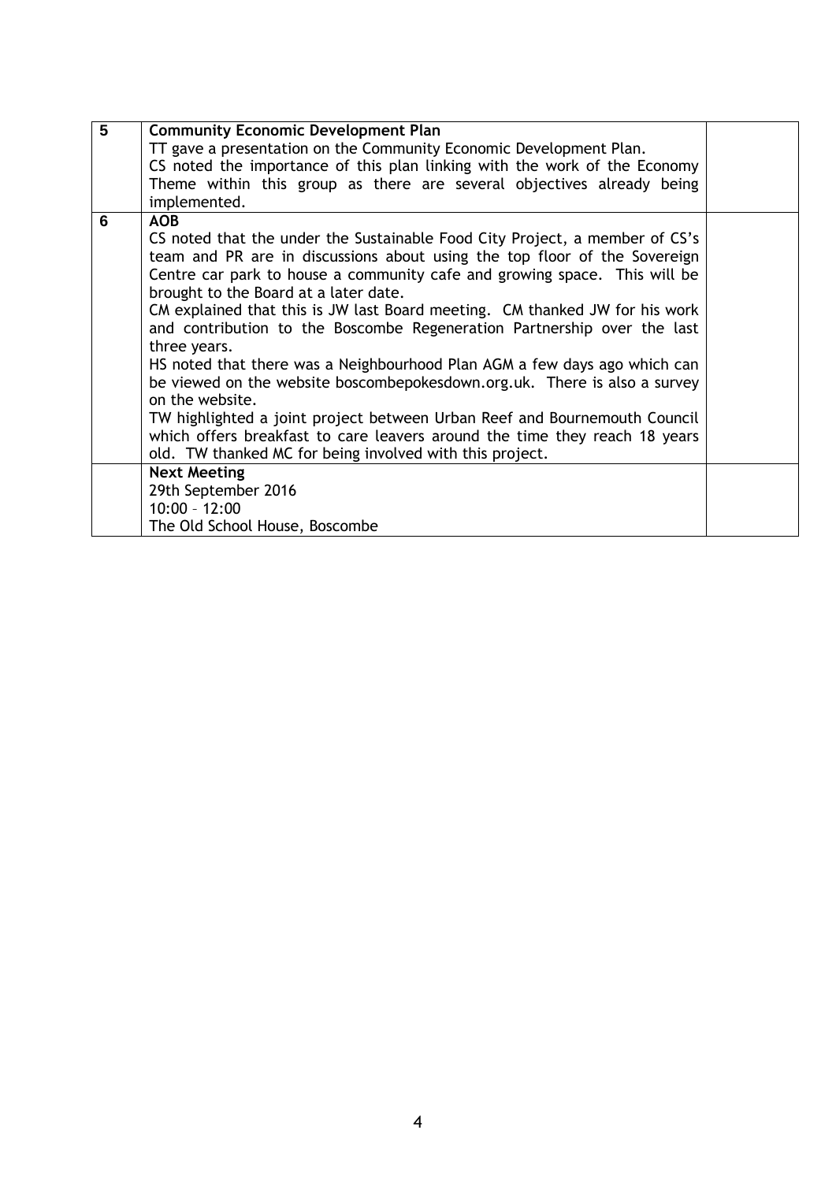| | | |
| --- | --- | --- |
| 5 | **Community Economic Development Plan**<br>TT gave a presentation on the Community Economic Development Plan.<br>CS noted the importance of this plan linking with the work of the Economy Theme within this group as there are several objectives already being implemented. | |
| 6 | **AOB**<br>CS noted that the under the Sustainable Food City Project, a member of CS's team and PR are in discussions about using the top floor of the Sovereign Centre car park to house a community cafe and growing space. This will be brought to the Board at a later date.<br>CM explained that this is JW last Board meeting. CM thanked JW for his work and contribution to the Boscombe Regeneration Partnership over the last three years.<br>HS noted that there was a Neighbourhood Plan AGM a few days ago which can be viewed on the website boscombepokesdown.org.uk. There is also a survey on the website.<br>TW highlighted a joint project between Urban Reef and Bournemouth Council which offers breakfast to care leavers around the time they reach 18 years old. TW thanked MC for being involved with this project. | |
| | **Next Meeting**<br>29th September 2016<br>10:00 – 12:00<br>The Old School House, Boscombe | |